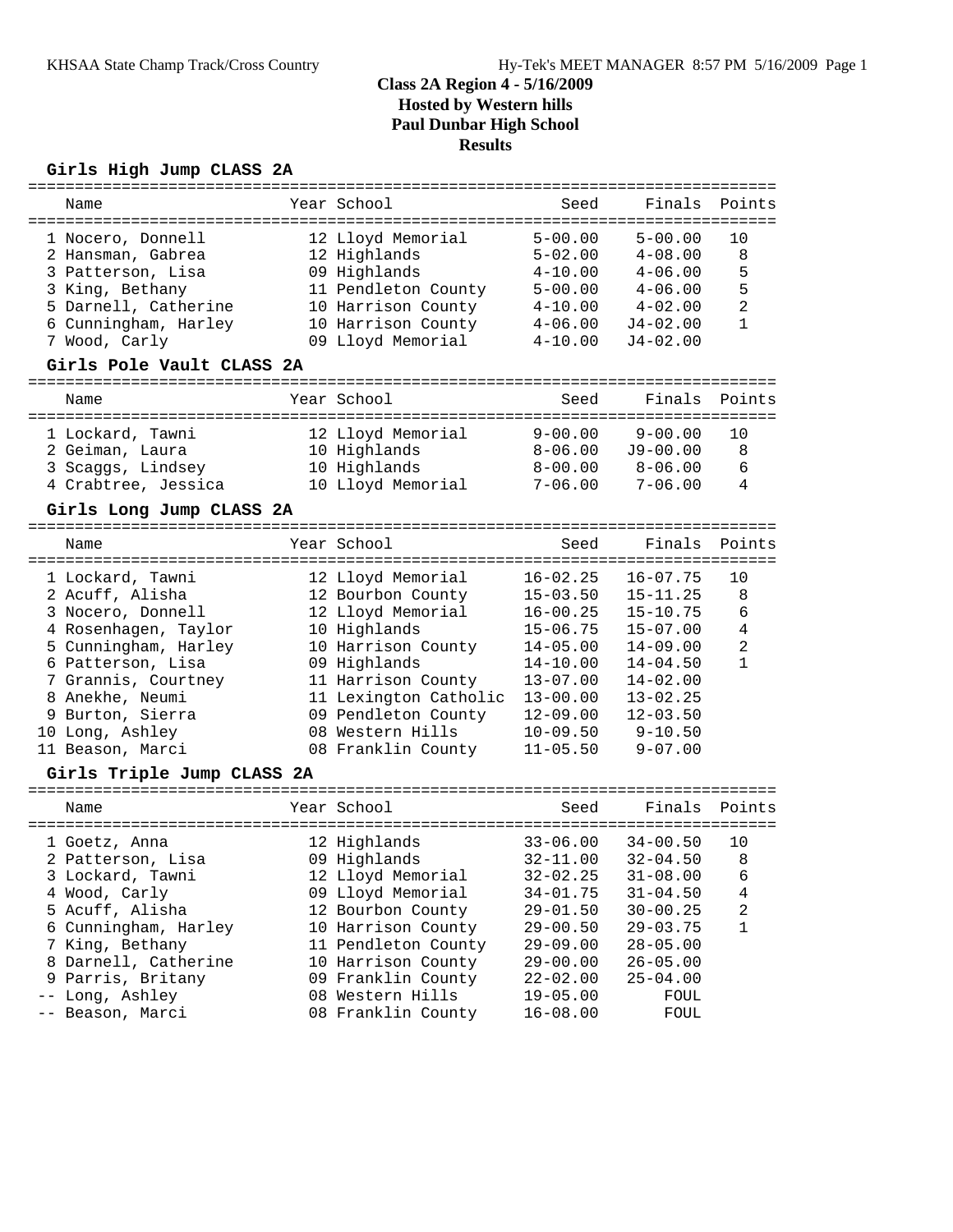# Class 2A Region 4 - 5/16/2009

**Hosted by Western hills**

**Paul Dunbar High School**

**Results**

## Girls High Jump CLASS 2A

| | Name | Year | School | Seed | Finals | Points |
|---|---|---|---|---|---|---|
| 1 | Nocero, Donnell | 12 | Lloyd Memorial | 5-00.00 | 5-00.00 | 10 |
| 2 | Hansman, Gabrea | 12 | Highlands | 5-02.00 | 4-08.00 | 8 |
| 3 | Patterson, Lisa | 09 | Highlands | 4-10.00 | 4-06.00 | 5 |
| 3 | King, Bethany | 11 | Pendleton County | 5-00.00 | 4-06.00 | 5 |
| 5 | Darnell, Catherine | 10 | Harrison County | 4-10.00 | 4-02.00 | 2 |
| 6 | Cunningham, Harley | 10 | Harrison County | 4-06.00 | J4-02.00 | 1 |
| 7 | Wood, Carly | 09 | Lloyd Memorial | 4-10.00 | J4-02.00 | |

## Girls Pole Vault CLASS 2A

| | Name | Year | School | Seed | Finals | Points |
|---|---|---|---|---|---|---|
| 1 | Lockard, Tawni | 12 | Lloyd Memorial | 9-00.00 | 9-00.00 | 10 |
| 2 | Geiman, Laura | 10 | Highlands | 8-06.00 | J9-00.00 | 8 |
| 3 | Scaggs, Lindsey | 10 | Highlands | 8-00.00 | 8-06.00 | 6 |
| 4 | Crabtree, Jessica | 10 | Lloyd Memorial | 7-06.00 | 7-06.00 | 4 |

## Girls Long Jump CLASS 2A

| | Name | Year | School | Seed | Finals | Points |
|---|---|---|---|---|---|---|
| 1 | Lockard, Tawni | 12 | Lloyd Memorial | 16-02.25 | 16-07.75 | 10 |
| 2 | Acuff, Alisha | 12 | Bourbon County | 15-03.50 | 15-11.25 | 8 |
| 3 | Nocero, Donnell | 12 | Lloyd Memorial | 16-00.25 | 15-10.75 | 6 |
| 4 | Rosenhagen, Taylor | 10 | Highlands | 15-06.75 | 15-07.00 | 4 |
| 5 | Cunningham, Harley | 10 | Harrison County | 14-05.00 | 14-09.00 | 2 |
| 6 | Patterson, Lisa | 09 | Highlands | 14-10.00 | 14-04.50 | 1 |
| 7 | Grannis, Courtney | 11 | Harrison County | 13-07.00 | 14-02.00 | |
| 8 | Anekhe, Neumi | 11 | Lexington Catholic | 13-00.00 | 13-02.25 | |
| 9 | Burton, Sierra | 09 | Pendleton County | 12-09.00 | 12-03.50 | |
| 10 | Long, Ashley | 08 | Western Hills | 10-09.50 | 9-10.50 | |
| 11 | Beason, Marci | 08 | Franklin County | 11-05.50 | 9-07.00 | |

## Girls Triple Jump CLASS 2A

| | Name | Year | School | Seed | Finals | Points |
|---|---|---|---|---|---|---|
| 1 | Goetz, Anna | 12 | Highlands | 33-06.00 | 34-00.50 | 10 |
| 2 | Patterson, Lisa | 09 | Highlands | 32-11.00 | 32-04.50 | 8 |
| 3 | Lockard, Tawni | 12 | Lloyd Memorial | 32-02.25 | 31-08.00 | 6 |
| 4 | Wood, Carly | 09 | Lloyd Memorial | 34-01.75 | 31-04.50 | 4 |
| 5 | Acuff, Alisha | 12 | Bourbon County | 29-01.50 | 30-00.25 | 2 |
| 6 | Cunningham, Harley | 10 | Harrison County | 29-00.50 | 29-03.75 | 1 |
| 7 | King, Bethany | 11 | Pendleton County | 29-09.00 | 28-05.00 | |
| 8 | Darnell, Catherine | 10 | Harrison County | 29-00.00 | 26-05.00 | |
| 9 | Parris, Britany | 09 | Franklin County | 22-02.00 | 25-04.00 | |
| -- | Long, Ashley | 08 | Western Hills | 19-05.00 | FOUL | |
| -- | Beason, Marci | 08 | Franklin County | 16-08.00 | FOUL | |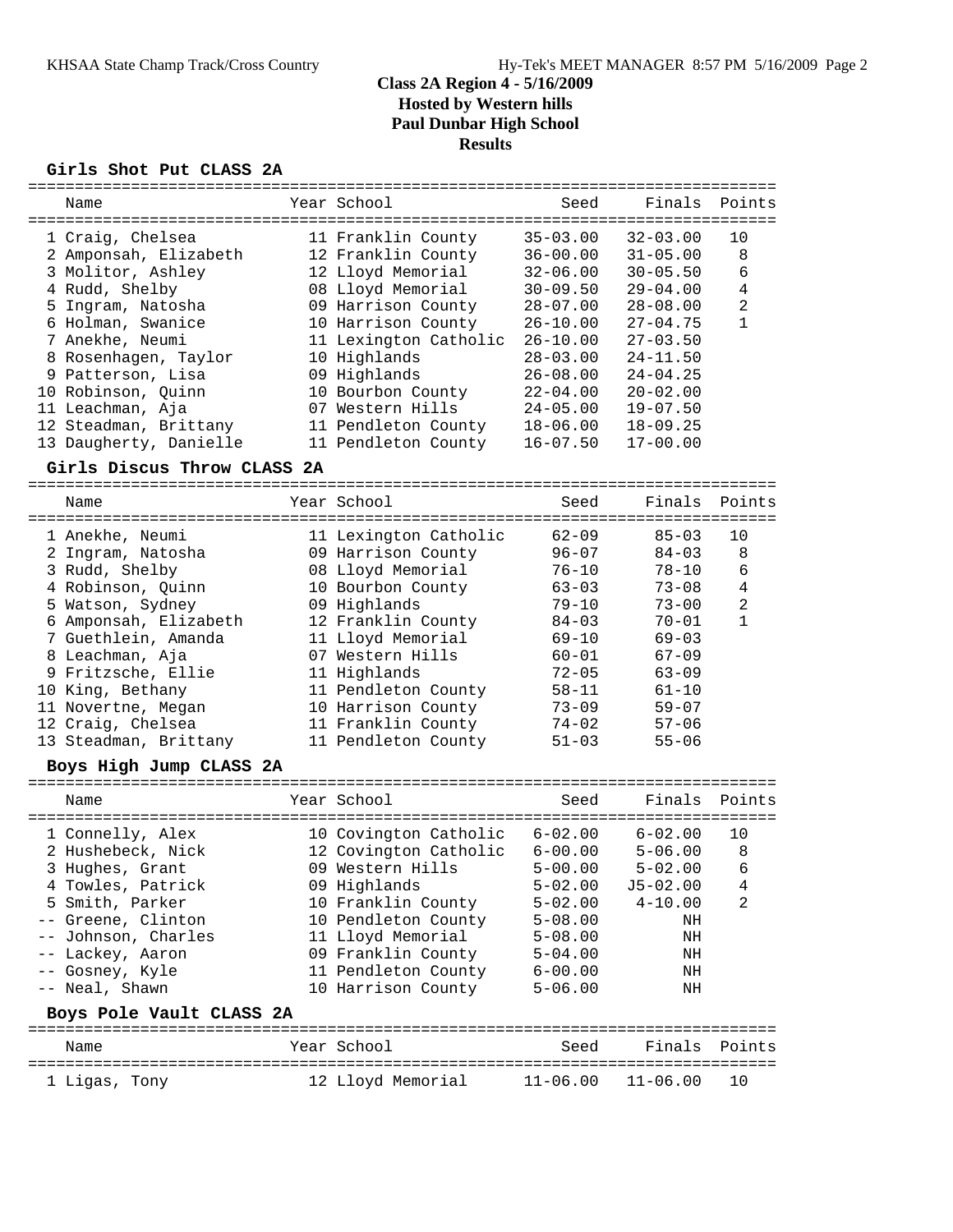# Class 2A Region 4 - 5/16/2009
## Hosted by Western hills
## Paul Dunbar High School
## Results

### Girls Shot Put CLASS 2A

| | Name | Year | School | Seed | Finals | Points |
|---|---|---|---|---|---|---|
| 1 | Craig, Chelsea | 11 | Franklin County | 35-03.00 | 32-03.00 | 10 |
| 2 | Amponsah, Elizabeth | 12 | Franklin County | 36-00.00 | 31-05.00 | 8 |
| 3 | Molitor, Ashley | 12 | Lloyd Memorial | 32-06.00 | 30-05.50 | 6 |
| 4 | Rudd, Shelby | 08 | Lloyd Memorial | 30-09.50 | 29-04.00 | 4 |
| 5 | Ingram, Natosha | 09 | Harrison County | 28-07.00 | 28-08.00 | 2 |
| 6 | Holman, Swanice | 10 | Harrison County | 26-10.00 | 27-04.75 | 1 |
| 7 | Anekhe, Neumi | 11 | Lexington Catholic | 26-10.00 | 27-03.50 | |
| 8 | Rosenhagen, Taylor | 10 | Highlands | 28-03.00 | 24-11.50 | |
| 9 | Patterson, Lisa | 09 | Highlands | 26-08.00 | 24-04.25 | |
| 10 | Robinson, Quinn | 10 | Bourbon County | 22-04.00 | 20-02.00 | |
| 11 | Leachman, Aja | 07 | Western Hills | 24-05.00 | 19-07.50 | |
| 12 | Steadman, Brittany | 11 | Pendleton County | 18-06.00 | 18-09.25 | |
| 13 | Daugherty, Danielle | 11 | Pendleton County | 16-07.50 | 17-00.00 | |

### Girls Discus Throw CLASS 2A

| | Name | Year | School | Seed | Finals | Points |
|---|---|---|---|---|---|---|
| 1 | Anekhe, Neumi | 11 | Lexington Catholic | 62-09 | 85-03 | 10 |
| 2 | Ingram, Natosha | 09 | Harrison County | 96-07 | 84-03 | 8 |
| 3 | Rudd, Shelby | 08 | Lloyd Memorial | 76-10 | 78-10 | 6 |
| 4 | Robinson, Quinn | 10 | Bourbon County | 63-03 | 73-08 | 4 |
| 5 | Watson, Sydney | 09 | Highlands | 79-10 | 73-00 | 2 |
| 6 | Amponsah, Elizabeth | 12 | Franklin County | 84-03 | 70-01 | 1 |
| 7 | Guethlein, Amanda | 11 | Lloyd Memorial | 69-10 | 69-03 | |
| 8 | Leachman, Aja | 07 | Western Hills | 60-01 | 67-09 | |
| 9 | Fritzsche, Ellie | 11 | Highlands | 72-05 | 63-09 | |
| 10 | King, Bethany | 11 | Pendleton County | 58-11 | 61-10 | |
| 11 | Novertne, Megan | 10 | Harrison County | 73-09 | 59-07 | |
| 12 | Craig, Chelsea | 11 | Franklin County | 74-02 | 57-06 | |
| 13 | Steadman, Brittany | 11 | Pendleton County | 51-03 | 55-06 | |

### Boys High Jump CLASS 2A

| | Name | Year | School | Seed | Finals | Points |
|---|---|---|---|---|---|---|
| 1 | Connelly, Alex | 10 | Covington Catholic | 6-02.00 | 6-02.00 | 10 |
| 2 | Hushebeck, Nick | 12 | Covington Catholic | 6-00.00 | 5-06.00 | 8 |
| 3 | Hughes, Grant | 09 | Western Hills | 5-00.00 | 5-02.00 | 6 |
| 4 | Towles, Patrick | 09 | Highlands | 5-02.00 | J5-02.00 | 4 |
| 5 | Smith, Parker | 10 | Franklin County | 5-02.00 | 4-10.00 | 2 |
| -- | Greene, Clinton | 10 | Pendleton County | 5-08.00 | NH | |
| -- | Johnson, Charles | 11 | Lloyd Memorial | 5-08.00 | NH | |
| -- | Lackey, Aaron | 09 | Franklin County | 5-04.00 | NH | |
| -- | Gosney, Kyle | 11 | Pendleton County | 6-00.00 | NH | |
| -- | Neal, Shawn | 10 | Harrison County | 5-06.00 | NH | |

### Boys Pole Vault CLASS 2A

| | Name | Year | School | Seed | Finals | Points |
|---|---|---|---|---|---|---|
| 1 | Ligas, Tony | 12 | Lloyd Memorial | 11-06.00 | 11-06.00 | 10 |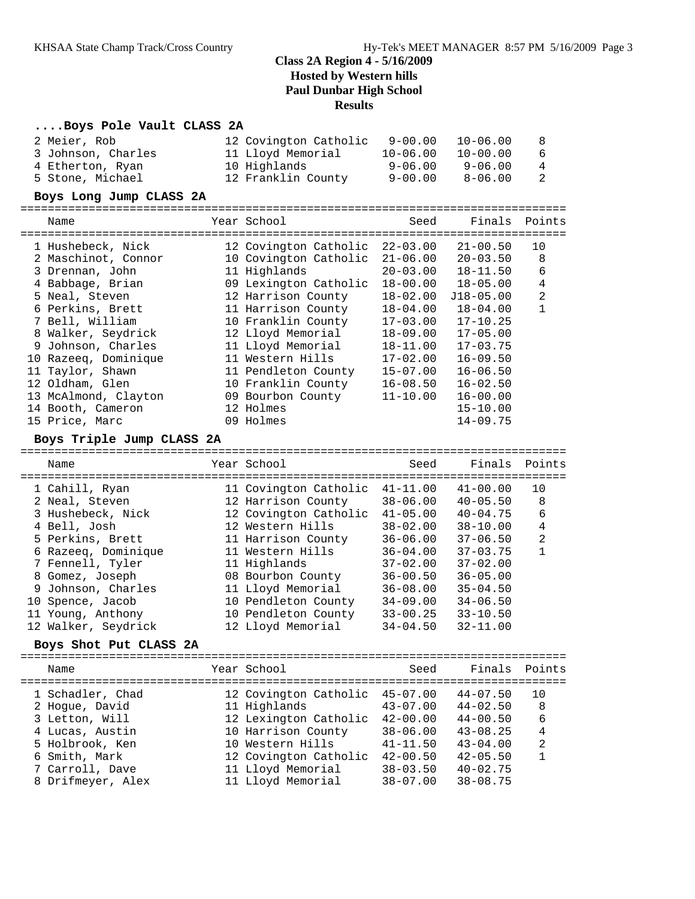# Class 2A Region 4 - 5/16/2009
## Hosted by Western hills
## Paul Dunbar High School
## Results

### ....Boys Pole Vault CLASS 2A

| Place | Name | Year | School | Seed | Finals | Points |
|---|---|---|---|---|---|---|
| 2 | Meier, Rob | 12 | Covington Catholic | 9-00.00 | 10-06.00 | 8 |
| 3 | Johnson, Charles | 11 | Lloyd Memorial | 10-06.00 | 10-00.00 | 6 |
| 4 | Etherton, Ryan | 10 | Highlands | 9-06.00 | 9-06.00 | 4 |
| 5 | Stone, Michael | 12 | Franklin County | 9-00.00 | 8-06.00 | 2 |

### Boys Long Jump CLASS 2A

| Place | Name | Year | School | Seed | Finals | Points |
|---|---|---|---|---|---|---|
| 1 | Hushebeck, Nick | 12 | Covington Catholic | 22-03.00 | 21-00.50 | 10 |
| 2 | Maschinot, Connor | 10 | Covington Catholic | 21-06.00 | 20-03.50 | 8 |
| 3 | Drennan, John | 11 | Highlands | 20-03.00 | 18-11.50 | 6 |
| 4 | Babbage, Brian | 09 | Lexington Catholic | 18-00.00 | 18-05.00 | 4 |
| 5 | Neal, Steven | 12 | Harrison County | 18-02.00 | J18-05.00 | 2 |
| 6 | Perkins, Brett | 11 | Harrison County | 18-04.00 | 18-04.00 | 1 |
| 7 | Bell, William | 10 | Franklin County | 17-03.00 | 17-10.25 | |
| 8 | Walker, Seydrick | 12 | Lloyd Memorial | 18-09.00 | 17-05.00 | |
| 9 | Johnson, Charles | 11 | Lloyd Memorial | 18-11.00 | 17-03.75 | |
| 10 | Razeeq, Dominique | 11 | Western Hills | 17-02.00 | 16-09.50 | |
| 11 | Taylor, Shawn | 11 | Pendleton County | 15-07.00 | 16-06.50 | |
| 12 | Oldham, Glen | 10 | Franklin County | 16-08.50 | 16-02.50 | |
| 13 | McAlmond, Clayton | 09 | Bourbon County | 11-10.00 | 16-00.00 | |
| 14 | Booth, Cameron | 12 | Holmes | | 15-10.00 | |
| 15 | Price, Marc | 09 | Holmes | | 14-09.75 | |

### Boys Triple Jump CLASS 2A

| Place | Name | Year | School | Seed | Finals | Points |
|---|---|---|---|---|---|---|
| 1 | Cahill, Ryan | 11 | Covington Catholic | 41-11.00 | 41-00.00 | 10 |
| 2 | Neal, Steven | 12 | Harrison County | 38-06.00 | 40-05.50 | 8 |
| 3 | Hushebeck, Nick | 12 | Covington Catholic | 41-05.00 | 40-04.75 | 6 |
| 4 | Bell, Josh | 12 | Western Hills | 38-02.00 | 38-10.00 | 4 |
| 5 | Perkins, Brett | 11 | Harrison County | 36-06.00 | 37-06.50 | 2 |
| 6 | Razeeq, Dominique | 11 | Western Hills | 36-04.00 | 37-03.75 | 1 |
| 7 | Fennell, Tyler | 11 | Highlands | 37-02.00 | 37-02.00 | |
| 8 | Gomez, Joseph | 08 | Bourbon County | 36-00.50 | 36-05.00 | |
| 9 | Johnson, Charles | 11 | Lloyd Memorial | 36-08.00 | 35-04.50 | |
| 10 | Spence, Jacob | 10 | Pendleton County | 34-09.00 | 34-06.50 | |
| 11 | Young, Anthony | 10 | Pendleton County | 33-00.25 | 33-10.50 | |
| 12 | Walker, Seydrick | 12 | Lloyd Memorial | 34-04.50 | 32-11.00 | |

### Boys Shot Put CLASS 2A

| Place | Name | Year | School | Seed | Finals | Points |
|---|---|---|---|---|---|---|
| 1 | Schadler, Chad | 12 | Covington Catholic | 45-07.00 | 44-07.50 | 10 |
| 2 | Hogue, David | 11 | Highlands | 43-07.00 | 44-02.50 | 8 |
| 3 | Letton, Will | 12 | Lexington Catholic | 42-00.00 | 44-00.50 | 6 |
| 4 | Lucas, Austin | 10 | Harrison County | 38-06.00 | 43-08.25 | 4 |
| 5 | Holbrook, Ken | 10 | Western Hills | 41-11.50 | 43-04.00 | 2 |
| 6 | Smith, Mark | 12 | Covington Catholic | 42-00.50 | 42-05.50 | 1 |
| 7 | Carroll, Dave | 11 | Lloyd Memorial | 38-03.50 | 40-02.75 | |
| 8 | Drifmeyer, Alex | 11 | Lloyd Memorial | 38-07.00 | 38-08.75 | |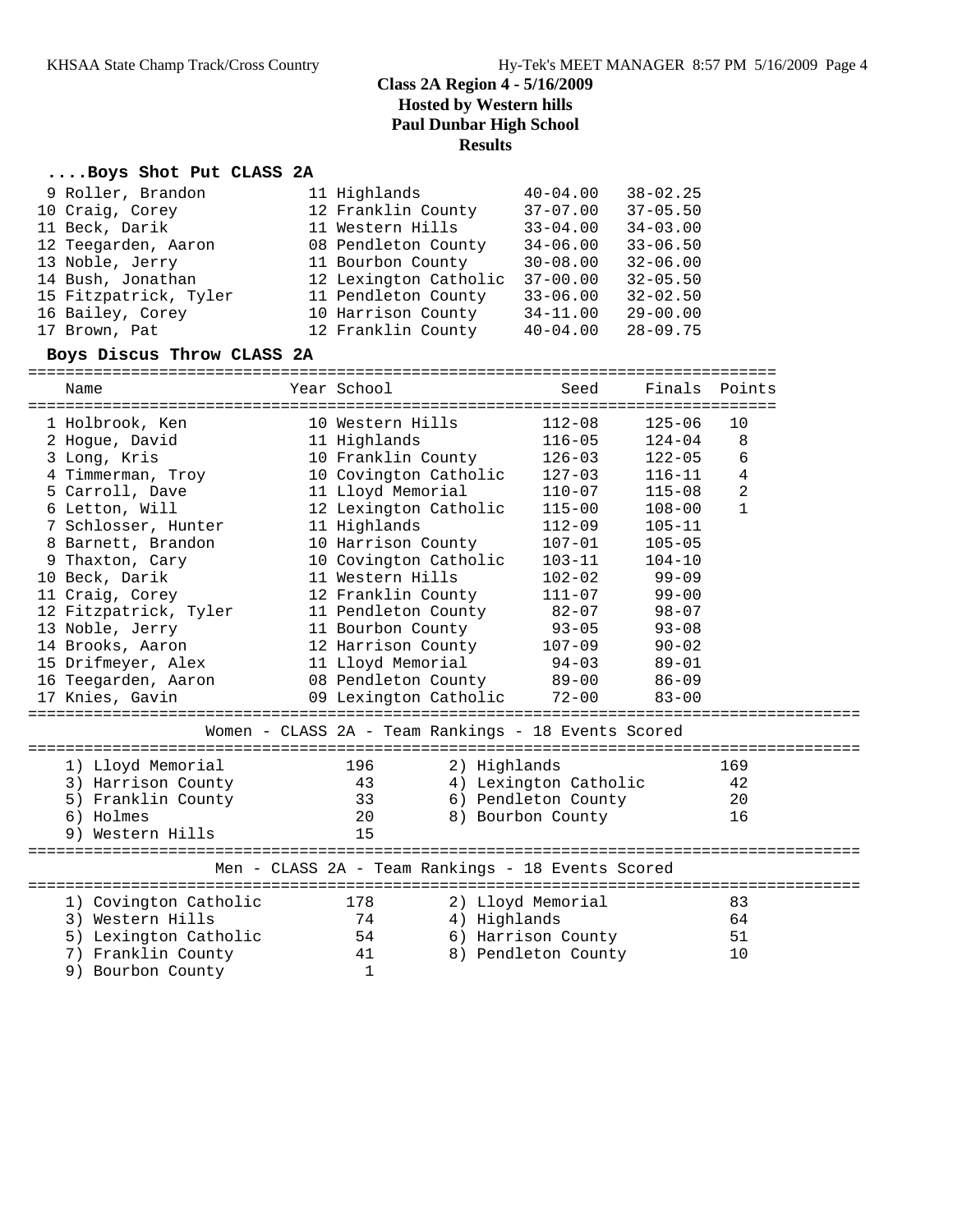## Class 2A Region 4 - 5/16/2009
## Hosted by Western hills
## Paul Dunbar High School
## Results

### ....Boys Shot Put CLASS 2A

| | | | | |
|---|---|---|---|---|
| 9 Roller, Brandon | 11 Highlands | 40-04.00 | 38-02.25 | |
| 10 Craig, Corey | 12 Franklin County | 37-07.00 | 37-05.50 | |
| 11 Beck, Darik | 11 Western Hills | 33-04.00 | 34-03.00 | |
| 12 Teegarden, Aaron | 08 Pendleton County | 34-06.00 | 33-06.50 | |
| 13 Noble, Jerry | 11 Bourbon County | 30-08.00 | 32-06.00 | |
| 14 Bush, Jonathan | 12 Lexington Catholic | 37-00.00 | 32-05.50 | |
| 15 Fitzpatrick, Tyler | 11 Pendleton County | 33-06.00 | 32-02.50 | |
| 16 Bailey, Corey | 10 Harrison County | 34-11.00 | 29-00.00 | |
| 17 Brown, Pat | 12 Franklin County | 40-04.00 | 28-09.75 | |

### Boys Discus Throw CLASS 2A

| Name | Year School | Seed | Finals | Points |
|---|---|---|---|---|
| 1 Holbrook, Ken | 10 Western Hills | 112-08 | 125-06 | 10 |
| 2 Hogue, David | 11 Highlands | 116-05 | 124-04 | 8 |
| 3 Long, Kris | 10 Franklin County | 126-03 | 122-05 | 6 |
| 4 Timmerman, Troy | 10 Covington Catholic | 127-03 | 116-11 | 4 |
| 5 Carroll, Dave | 11 Lloyd Memorial | 110-07 | 115-08 | 2 |
| 6 Letton, Will | 12 Lexington Catholic | 115-00 | 108-00 | 1 |
| 7 Schlosser, Hunter | 11 Highlands | 112-09 | 105-11 | |
| 8 Barnett, Brandon | 10 Harrison County | 107-01 | 105-05 | |
| 9 Thaxton, Cary | 10 Covington Catholic | 103-11 | 104-10 | |
| 10 Beck, Darik | 11 Western Hills | 102-02 | 99-09 | |
| 11 Craig, Corey | 12 Franklin County | 111-07 | 99-00 | |
| 12 Fitzpatrick, Tyler | 11 Pendleton County | 82-07 | 98-07 | |
| 13 Noble, Jerry | 11 Bourbon County | 93-05 | 93-08 | |
| 14 Brooks, Aaron | 12 Harrison County | 107-09 | 90-02 | |
| 15 Drifmeyer, Alex | 11 Lloyd Memorial | 94-03 | 89-01 | |
| 16 Teegarden, Aaron | 08 Pendleton County | 89-00 | 86-09 | |
| 17 Knies, Gavin | 09 Lexington Catholic | 72-00 | 83-00 | |

### Women - CLASS 2A - Team Rankings - 18 Events Scored

| | | | |
|---|---|---|---|
| 1) Lloyd Memorial | 196 | 2) Highlands | 169 |
| 3) Harrison County | 43 | 4) Lexington Catholic | 42 |
| 5) Franklin County | 33 | 6) Pendleton County | 20 |
| 6) Holmes | 20 | 8) Bourbon County | 16 |
| 9) Western Hills | 15 | | |

### Men - CLASS 2A - Team Rankings - 18 Events Scored

| | | | |
|---|---|---|---|
| 1) Covington Catholic | 178 | 2) Lloyd Memorial | 83 |
| 3) Western Hills | 74 | 4) Highlands | 64 |
| 5) Lexington Catholic | 54 | 6) Harrison County | 51 |
| 7) Franklin County | 41 | 8) Pendleton County | 10 |
| 9) Bourbon County | 1 | | |